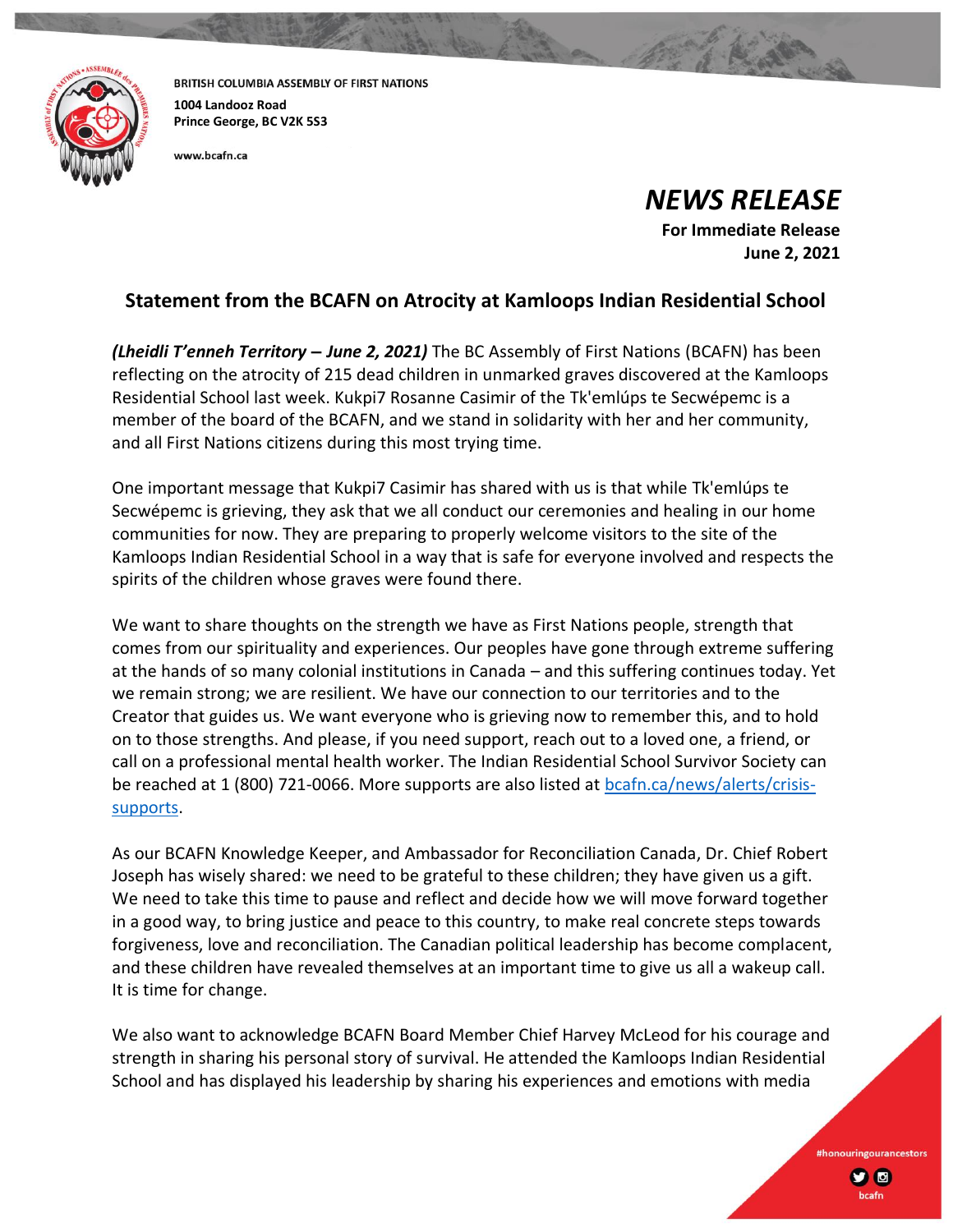BRITISH COLUMBIA ASSEMBLY OF FIRST NATIONS
1004 Landooz Road
Prince George, BC V2K 5S3

www.bcafn.ca

# NEWS RELEASE

**For Immediate Release**
**June 2, 2021**

## Statement from the BCAFN on Atrocity at Kamloops Indian Residential School

***(Lheidli T'enneh Territory – June 2, 2021)*** The BC Assembly of First Nations (BCAFN) has been reflecting on the atrocity of 215 dead children in unmarked graves discovered at the Kamloops Residential School last week. Kukpi7 Rosanne Casimir of the Tk'emlúps te Secwépemc is a member of the board of the BCAFN, and we stand in solidarity with her and her community, and all First Nations citizens during this most trying time.

One important message that Kukpi7 Casimir has shared with us is that while Tk'emlúps te Secwépemc is grieving, they ask that we all conduct our ceremonies and healing in our home communities for now. They are preparing to properly welcome visitors to the site of the Kamloops Indian Residential School in a way that is safe for everyone involved and respects the spirits of the children whose graves were found there.

We want to share thoughts on the strength we have as First Nations people, strength that comes from our spirituality and experiences. Our peoples have gone through extreme suffering at the hands of so many colonial institutions in Canada – and this suffering continues today. Yet we remain strong; we are resilient. We have our connection to our territories and to the Creator that guides us. We want everyone who is grieving now to remember this, and to hold on to those strengths. And please, if you need support, reach out to a loved one, a friend, or call on a professional mental health worker. The Indian Residential School Survivor Society can be reached at 1 (800) 721-0066. More supports are also listed at bcafn.ca/news/alerts/crisis-supports.

As our BCAFN Knowledge Keeper, and Ambassador for Reconciliation Canada, Dr. Chief Robert Joseph has wisely shared: we need to be grateful to these children; they have given us a gift. We need to take this time to pause and reflect and decide how we will move forward together in a good way, to bring justice and peace to this country, to make real concrete steps towards forgiveness, love and reconciliation. The Canadian political leadership has become complacent, and these children have revealed themselves at an important time to give us all a wakeup call. It is time for change.

We also want to acknowledge BCAFN Board Member Chief Harvey McLeod for his courage and strength in sharing his personal story of survival. He attended the Kamloops Indian Residential School and has displayed his leadership by sharing his experiences and emotions with media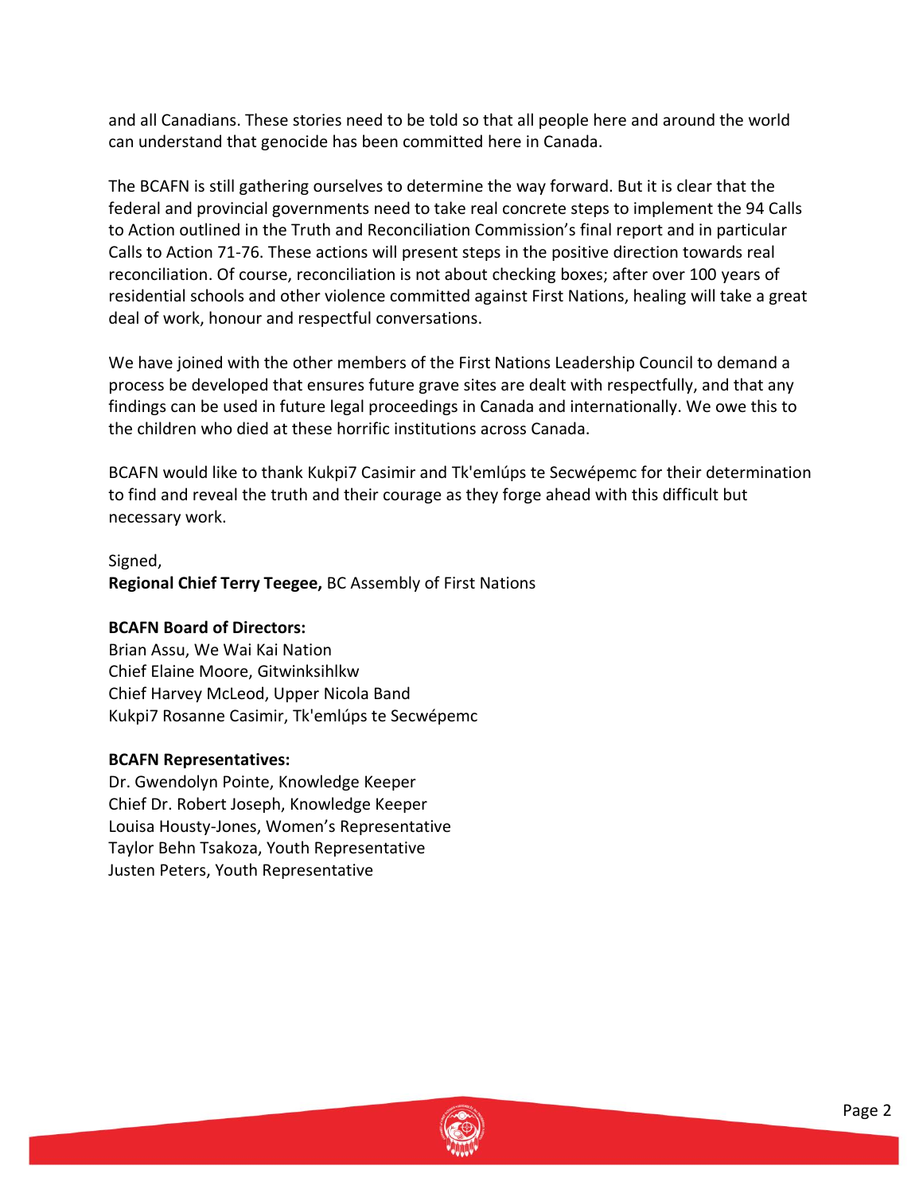and all Canadians. These stories need to be told so that all people here and around the world can understand that genocide has been committed here in Canada.

The BCAFN is still gathering ourselves to determine the way forward. But it is clear that the federal and provincial governments need to take real concrete steps to implement the 94 Calls to Action outlined in the Truth and Reconciliation Commission's final report and in particular Calls to Action 71-76. These actions will present steps in the positive direction towards real reconciliation. Of course, reconciliation is not about checking boxes; after over 100 years of residential schools and other violence committed against First Nations, healing will take a great deal of work, honour and respectful conversations.

We have joined with the other members of the First Nations Leadership Council to demand a process be developed that ensures future grave sites are dealt with respectfully, and that any findings can be used in future legal proceedings in Canada and internationally. We owe this to the children who died at these horrific institutions across Canada.

BCAFN would like to thank Kukpi7 Casimir and Tk'emlúps te Secwépemc for their determination to find and reveal the truth and their courage as they forge ahead with this difficult but necessary work.

Signed,
**Regional Chief Terry Teegee,** BC Assembly of First Nations

**BCAFN Board of Directors:**
Brian Assu, We Wai Kai Nation
Chief Elaine Moore, Gitwinksihlkw
Chief Harvey McLeod, Upper Nicola Band
Kukpi7 Rosanne Casimir, Tk'emlúps te Secwépemc

**BCAFN Representatives:**
Dr. Gwendolyn Pointe, Knowledge Keeper
Chief Dr. Robert Joseph, Knowledge Keeper
Louisa Housty-Jones, Women's Representative
Taylor Behn Tsakoza, Youth Representative
Justen Peters, Youth Representative